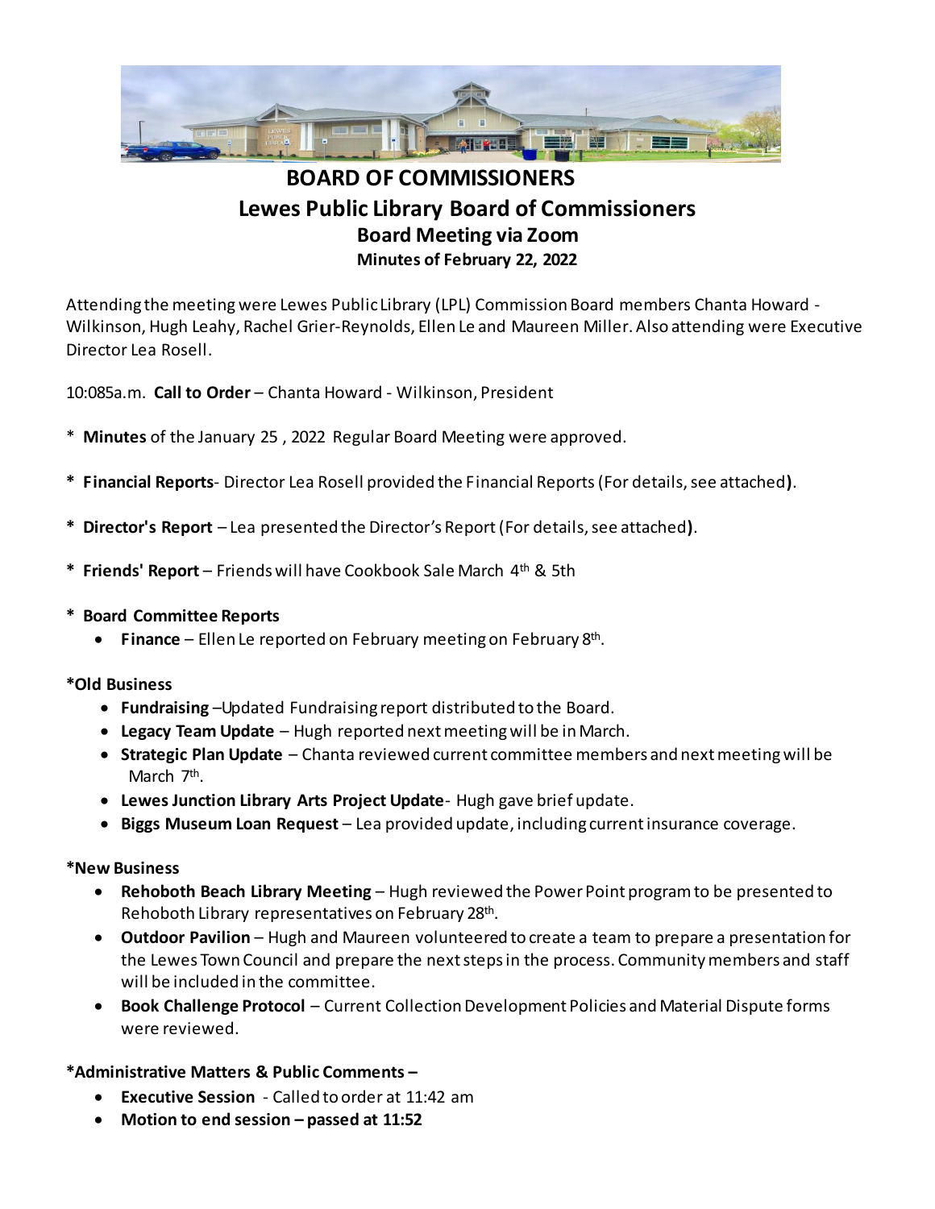# BOARD OF COMMISSIONERS

## Lewes Public Library Board of Commissioners

### Board Meeting via Zoom

#### Minutes of February 22, 2022

Attending the meeting were Lewes Public Library (LPL) Commission Board members Chanta Howard - Wilkinson, Hugh Leahy, Rachel Grier-Reynolds, Ellen Le and Maureen Miller. Also attending were Executive Director Lea Rosell.

10:085a.m. **Call to Order** – Chanta Howard - Wilkinson, President

\* **Minutes** of the January 25 , 2022 Regular Board Meeting were approved.

\* **Financial Reports**- Director Lea Rosell provided the Financial Reports (For details, see attached**)**.

\* **Director's Report** – Lea presented the Director's Report (For details, see attached**)**.

\* **Friends' Report** – Friends will have Cookbook Sale March 4th & 5th

\* **Board Committee Reports**

- **Finance** – Ellen Le reported on February meeting on February 8th.

**\*Old Business**

- **Fundraising** –Updated Fundraising report distributed to the Board.
- **Legacy Team Update** – Hugh reported next meeting will be in March.
- **Strategic Plan Update** – Chanta reviewed current committee members and next meeting will be March 7th.
- **Lewes Junction Library Arts Project Update**- Hugh gave brief update.
- **Biggs Museum Loan Request** – Lea provided update, including current insurance coverage.

**\*New Business**

- **Rehoboth Beach Library Meeting** – Hugh reviewed the Power Point program to be presented to Rehoboth Library representatives on February 28th.
- **Outdoor Pavilion** – Hugh and Maureen volunteered to create a team to prepare a presentation for the Lewes Town Council and prepare the next steps in the process. Community members and staff will be included in the committee.
- **Book Challenge Protocol** – Current Collection Development Policies and Material Dispute forms were reviewed.

**\*Administrative Matters & Public Comments –**

- **Executive Session** - Called to order at 11:42 am
- **Motion to end session – passed at 11:52**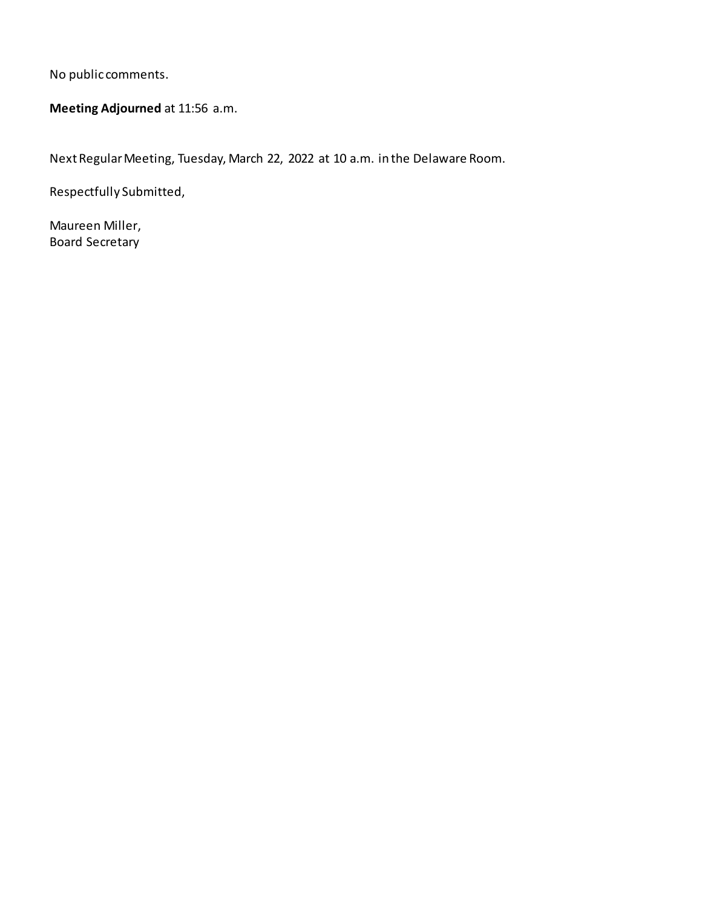No public comments.

**Meeting Adjourned** at 11:56 a.m.

Next Regular Meeting, Tuesday, March 22, 2022 at 10 a.m. in the Delaware Room.

Respectfully Submitted,

Maureen Miller,
Board Secretary